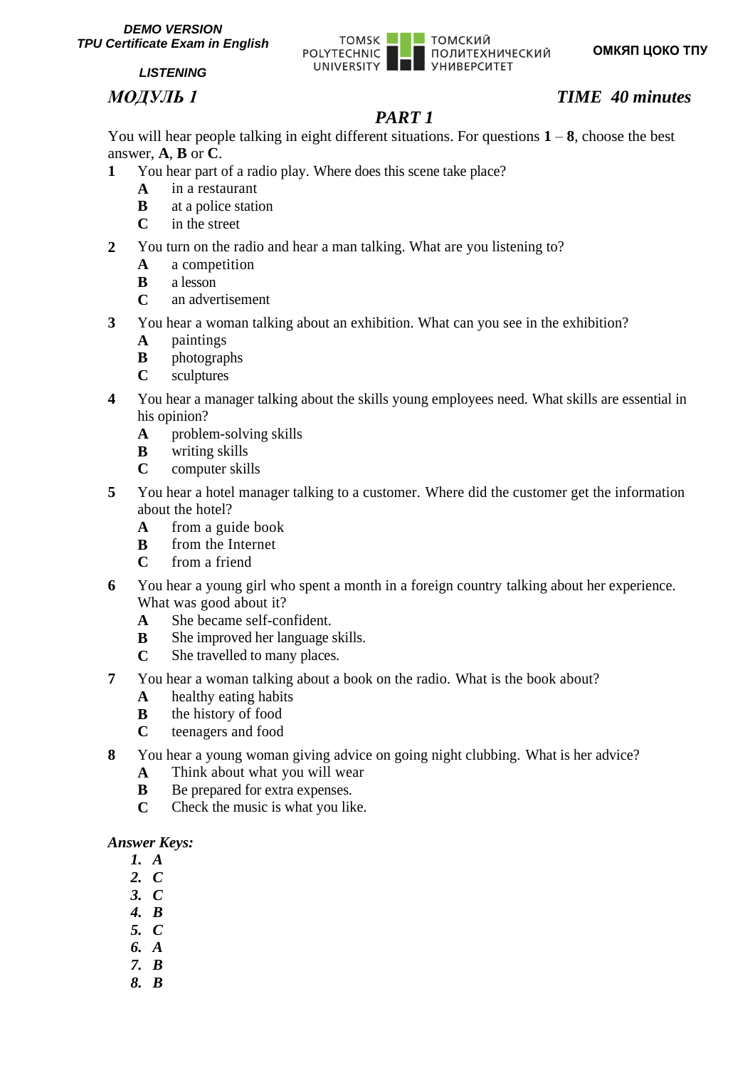**DEMO VERSION**
**TPU Certificate Exam in English**

**LISTENING**

TOMSK POLYTECHNIC UNIVERSITY | ТОМСКИЙ ПОЛИТЕХНИЧЕСКИЙ УНИВЕРСИТЕТ

**ОМКЯП ЦОКО ТПУ**

***МОДУЛЬ 1*** ***TIME 40 minutes***

## *PART 1*

You will hear people talking in eight different situations. For questions **1** – **8**, choose the best answer, **A**, **B** or **C**.

**1** You hear part of a radio play. Where does this scene take place?
- **A** in a restaurant
- **B** at a police station
- **C** in the street

**2** You turn on the radio and hear a man talking. What are you listening to?
- **A** a competition
- **B** a lesson
- **C** an advertisement

**3** You hear a woman talking about an exhibition. What can you see in the exhibition?
- **A** paintings
- **B** photographs
- **C** sculptures

**4** You hear a manager talking about the skills young employees need. What skills are essential in his opinion?
- **A** problem-solving skills
- **B** writing skills
- **C** computer skills

**5** You hear a hotel manager talking to a customer. Where did the customer get the information about the hotel?
- **A** from a guide book
- **B** from the Internet
- **C** from a friend

**6** You hear a young girl who spent a month in a foreign country talking about her experience. What was good about it?
- **A** She became self-confident.
- **B** She improved her language skills.
- **C** She travelled to many places.

**7** You hear a woman talking about a book on the radio. What is the book about?
- **A** healthy eating habits
- **B** the history of food
- **C** teenagers and food

**8** You hear a young woman giving advice on going night clubbing. What is her advice?
- **A** Think about what you will wear
- **B** Be prepared for extra expenses.
- **C** Check the music is what you like.

***Answer Keys:***

1. ***A***
2. ***C***
3. ***C***
4. ***B***
5. ***C***
6. ***A***
7. ***B***
8. ***B***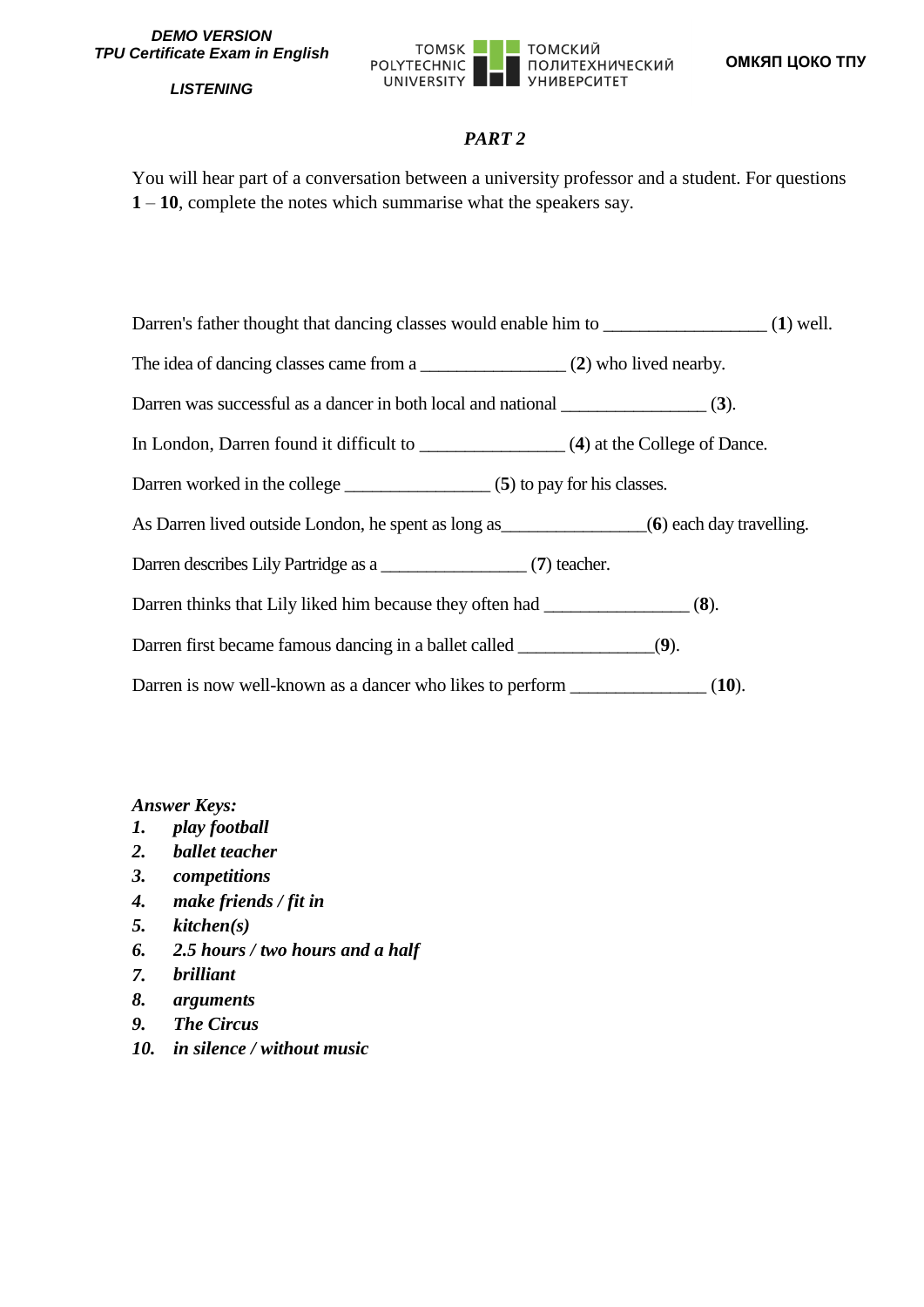## *PART 2*

You will hear part of a conversation between a university professor and a student. For questions **1** – **10**, complete the notes which summarise what the speakers say.

Darren's father thought that dancing classes would enable him to _________________ (**1**) well.

The idea of dancing classes came from a _______________ (**2**) who lived nearby.

Darren was successful as a dancer in both local and national _______________ (**3**).

In London, Darren found it difficult to _______________ (**4**) at the College of Dance.

Darren worked in the college _______________ (**5**) to pay for his classes.

As Darren lived outside London, he spent as long as_______________(**6**) each day travelling.

Darren describes Lily Partridge as a _______________ (**7**) teacher.

Darren thinks that Lily liked him because they often had _______________ (**8**).

Darren first became famous dancing in a ballet called ______________(**9**).

Darren is now well-known as a dancer who likes to perform ______________ (**10**).

***Answer Keys:***

1. ***play football***
2. ***ballet teacher***
3. ***competitions***
4. ***make friends / fit in***
5. ***kitchen(s)***
6. ***2.5 hours / two hours and a half***
7. ***brilliant***
8. ***arguments***
9. ***The Circus***
10. ***in silence / without music***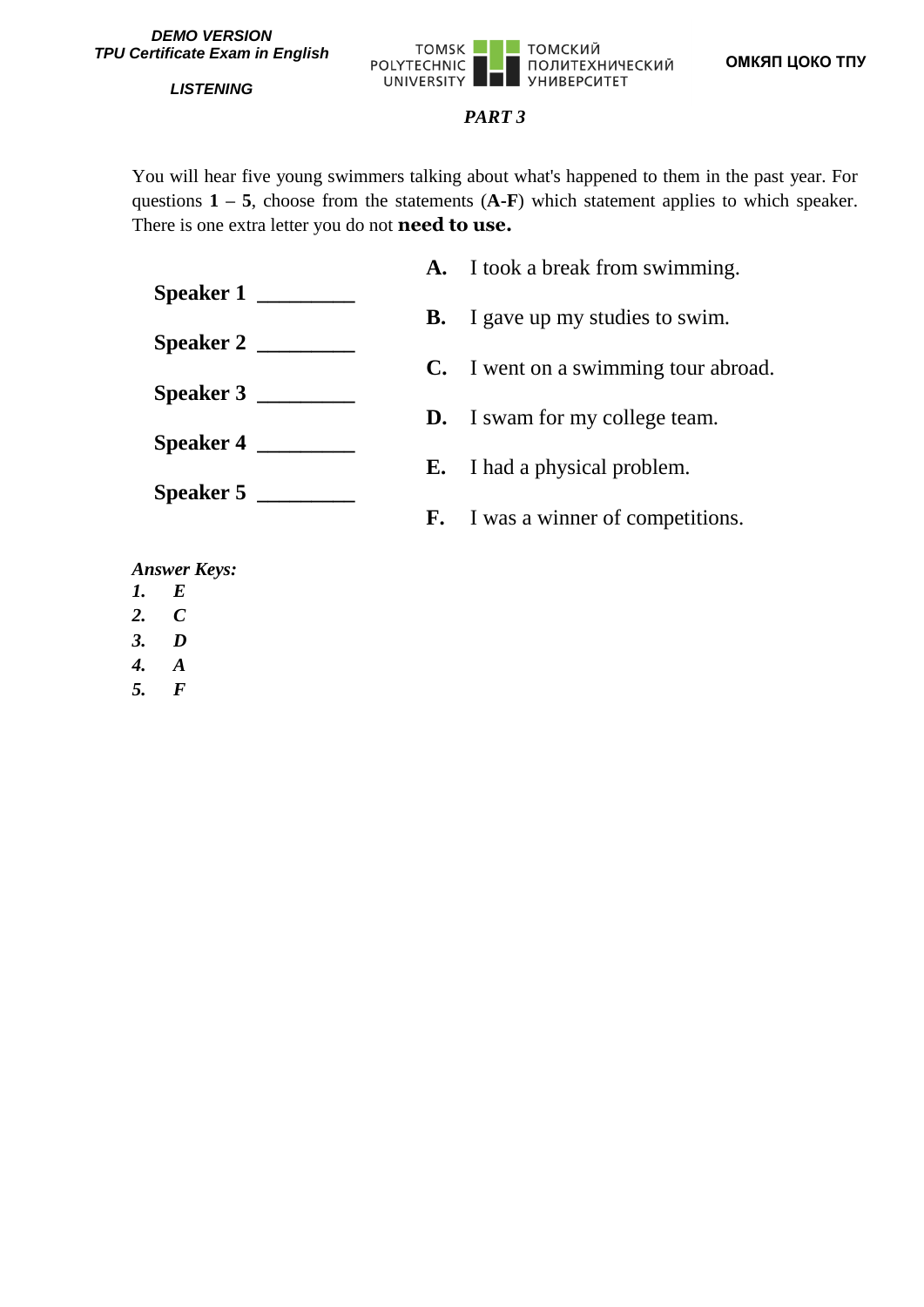### *PART 3*

You will hear five young swimmers talking about what's happened to them in the past year. For questions **1 – 5**, choose from the statements (**A-F**) which statement applies to which speaker. There is one extra letter you do not **need to use.**

**Speaker 1** ________

**Speaker 2** ________

**Speaker 3** ________

**Speaker 4** ________

**Speaker 5** ________

**A.** I took a break from swimming.

**B.** I gave up my studies to swim.

**C.** I went on a swimming tour abroad.

**D.** I swam for my college team.

**E.** I had a physical problem.

**F.** I was a winner of competitions.

***Answer Keys:***

1. ***E***
2. ***C***
3. ***D***
4. ***A***
5. ***F***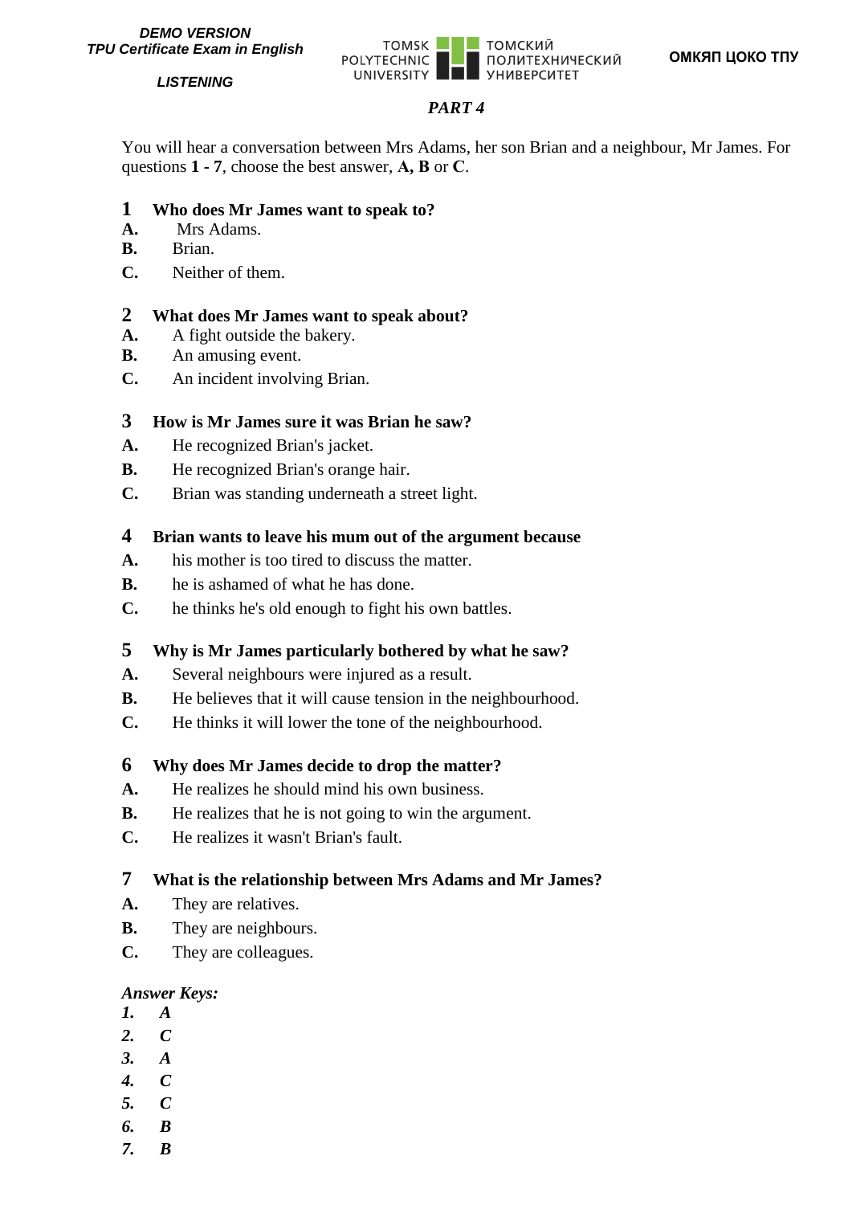## PART 4

You will hear a conversation between Mrs Adams, her son Brian and a neighbour, Mr James. For questions **1 - 7**, choose the best answer, **A, B** or **C**.

**1 Who does Mr James want to speak to?**

**A.** Mrs Adams.
**B.** Brian.
**C.** Neither of them.

**2 What does Mr James want to speak about?**

**A.** A fight outside the bakery.
**B.** An amusing event.
**C.** An incident involving Brian.

**3 How is Mr James sure it was Brian he saw?**

**A.** He recognized Brian's jacket.
**B.** He recognized Brian's orange hair.
**C.** Brian was standing underneath a street light.

**4 Brian wants to leave his mum out of the argument because**

**A.** his mother is too tired to discuss the matter.
**B.** he is ashamed of what he has done.
**C.** he thinks he's old enough to fight his own battles.

**5 Why is Mr James particularly bothered by what he saw?**

**A.** Several neighbours were injured as a result.
**B.** He believes that it will cause tension in the neighbourhood.
**C.** He thinks it will lower the tone of the neighbourhood.

**6 Why does Mr James decide to drop the matter?**

**A.** He realizes he should mind his own business.
**B.** He realizes that he is not going to win the argument.
**C.** He realizes it wasn't Brian's fault.

**7 What is the relationship between Mrs Adams and Mr James?**

**A.** They are relatives.
**B.** They are neighbours.
**C.** They are colleagues.

***Answer Keys:***

***1. A***
***2. C***
***3. A***
***4. C***
***5. C***
***6. B***
***7. B***